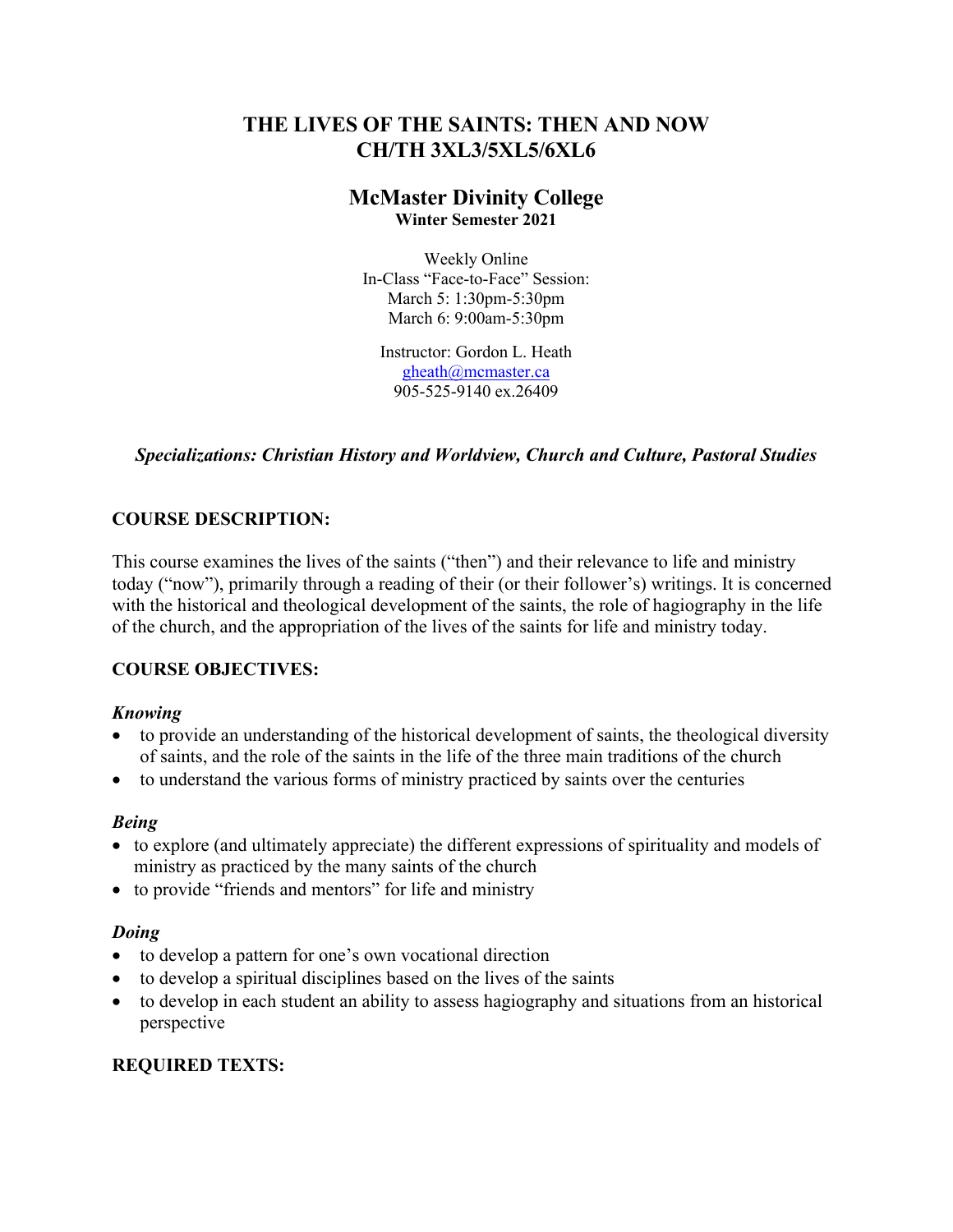# THE LIVES OF THE SAINTS: THEN AND NOW
# CH/TH 3XL3/5XL5/6XL6

## McMaster Divinity College
**Winter Semester 2021**

Weekly Online
In-Class "Face-to-Face" Session:
March 5: 1:30pm-5:30pm
March 6: 9:00am-5:30pm

Instructor: Gordon L. Heath
gheath@mcmaster.ca
905-525-9140 ex.26409

***Specializations: Christian History and Worldview, Church and Culture, Pastoral Studies***

## COURSE DESCRIPTION:

This course examines the lives of the saints ("then") and their relevance to life and ministry today ("now"), primarily through a reading of their (or their follower's) writings. It is concerned with the historical and theological development of the saints, the role of hagiography in the life of the church, and the appropriation of the lives of the saints for life and ministry today.

## COURSE OBJECTIVES:

### *Knowing*

- to provide an understanding of the historical development of saints, the theological diversity of saints, and the role of the saints in the life of the three main traditions of the church
- to understand the various forms of ministry practiced by saints over the centuries

### *Being*

- to explore (and ultimately appreciate) the different expressions of spirituality and models of ministry as practiced by the many saints of the church
- to provide "friends and mentors" for life and ministry

### *Doing*

- to develop a pattern for one's own vocational direction
- to develop a spiritual disciplines based on the lives of the saints
- to develop in each student an ability to assess hagiography and situations from an historical perspective

## REQUIRED TEXTS: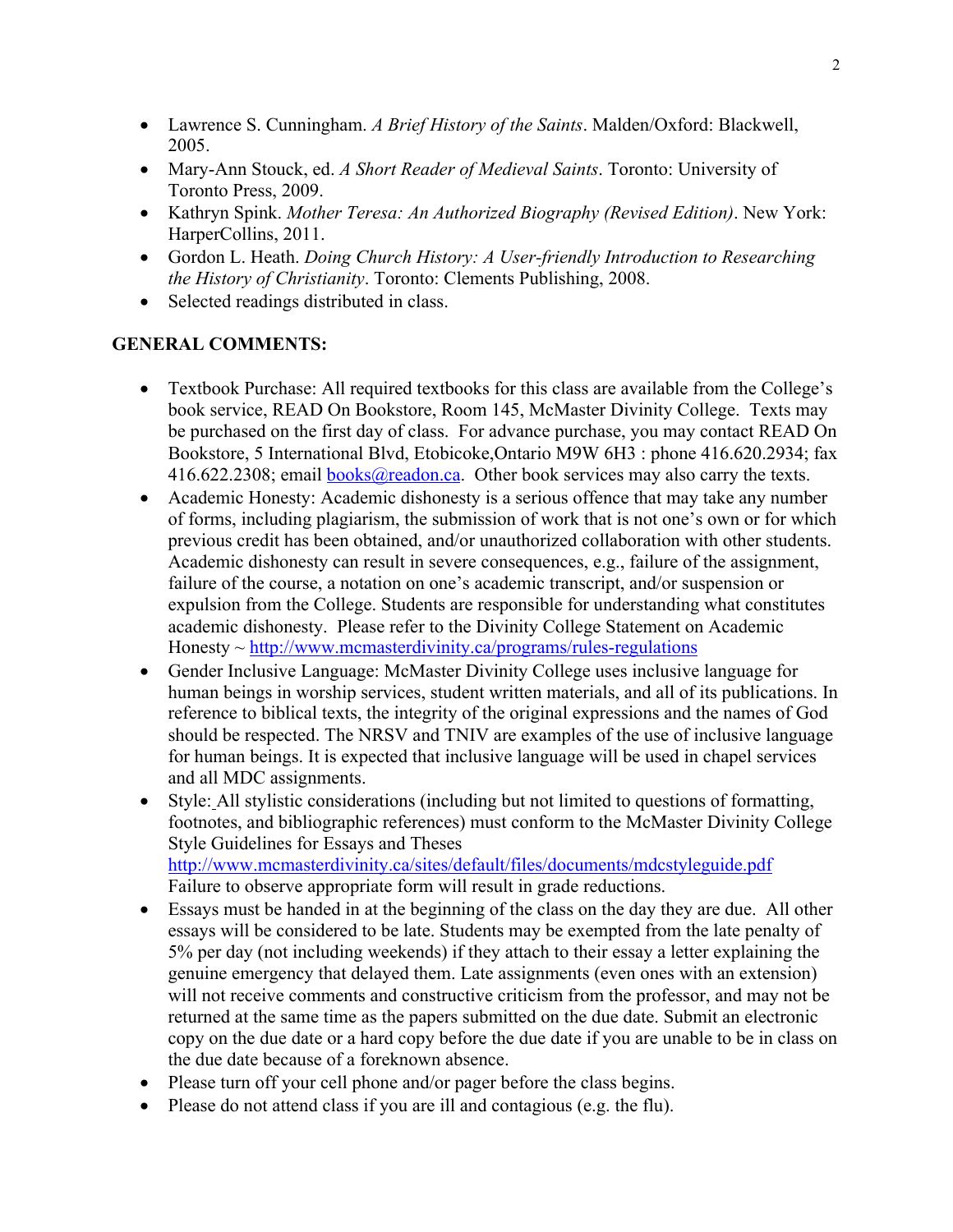- Lawrence S. Cunningham. *A Brief History of the Saints*. Malden/Oxford: Blackwell, 2005.
- Mary-Ann Stouck, ed. *A Short Reader of Medieval Saints*. Toronto: University of Toronto Press, 2009.
- Kathryn Spink. *Mother Teresa: An Authorized Biography (Revised Edition)*. New York: HarperCollins, 2011.
- Gordon L. Heath. *Doing Church History: A User-friendly Introduction to Researching the History of Christianity*. Toronto: Clements Publishing, 2008.
- Selected readings distributed in class.

**GENERAL COMMENTS:**

- Textbook Purchase: All required textbooks for this class are available from the College's book service, READ On Bookstore, Room 145, McMaster Divinity College. Texts may be purchased on the first day of class. For advance purchase, you may contact READ On Bookstore, 5 International Blvd, Etobicoke,Ontario M9W 6H3 : phone 416.620.2934; fax 416.622.2308; email books@readon.ca. Other book services may also carry the texts.
- Academic Honesty: Academic dishonesty is a serious offence that may take any number of forms, including plagiarism, the submission of work that is not one's own or for which previous credit has been obtained, and/or unauthorized collaboration with other students. Academic dishonesty can result in severe consequences, e.g., failure of the assignment, failure of the course, a notation on one's academic transcript, and/or suspension or expulsion from the College. Students are responsible for understanding what constitutes academic dishonesty. Please refer to the Divinity College Statement on Academic Honesty ~ http://www.mcmasterdivinity.ca/programs/rules-regulations
- Gender Inclusive Language: McMaster Divinity College uses inclusive language for human beings in worship services, student written materials, and all of its publications. In reference to biblical texts, the integrity of the original expressions and the names of God should be respected. The NRSV and TNIV are examples of the use of inclusive language for human beings. It is expected that inclusive language will be used in chapel services and all MDC assignments.
- Style: All stylistic considerations (including but not limited to questions of formatting, footnotes, and bibliographic references) must conform to the McMaster Divinity College Style Guidelines for Essays and Theses http://www.mcmasterdivinity.ca/sites/default/files/documents/mdcstyleguide.pdf Failure to observe appropriate form will result in grade reductions.
- Essays must be handed in at the beginning of the class on the day they are due. All other essays will be considered to be late. Students may be exempted from the late penalty of 5% per day (not including weekends) if they attach to their essay a letter explaining the genuine emergency that delayed them. Late assignments (even ones with an extension) will not receive comments and constructive criticism from the professor, and may not be returned at the same time as the papers submitted on the due date. Submit an electronic copy on the due date or a hard copy before the due date if you are unable to be in class on the due date because of a foreknown absence.
- Please turn off your cell phone and/or pager before the class begins.
- Please do not attend class if you are ill and contagious (e.g. the flu).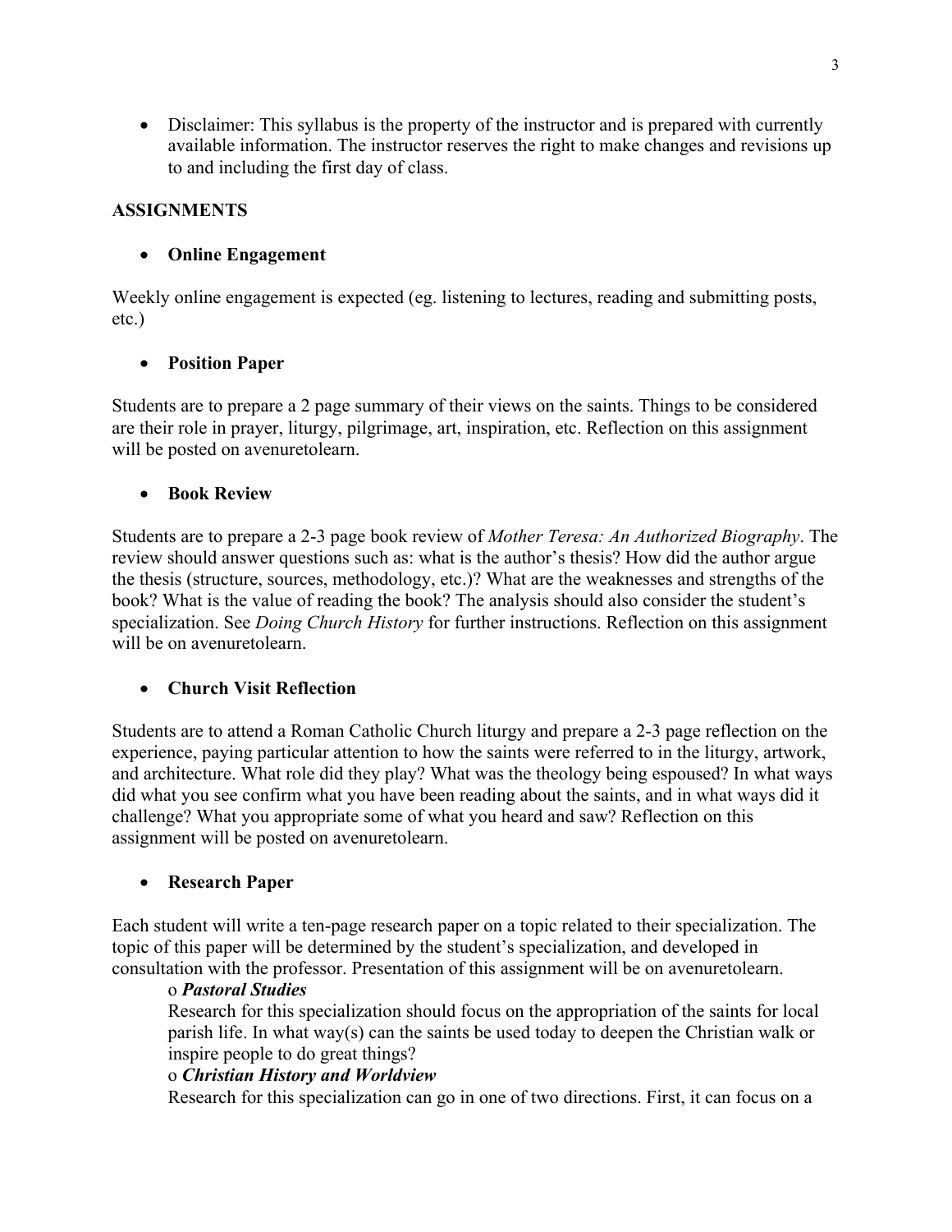- Disclaimer: This syllabus is the property of the instructor and is prepared with currently available information. The instructor reserves the right to make changes and revisions up to and including the first day of class.

## ASSIGNMENTS

- **Online Engagement**

Weekly online engagement is expected (eg. listening to lectures, reading and submitting posts, etc.)

- **Position Paper**

Students are to prepare a 2 page summary of their views on the saints. Things to be considered are their role in prayer, liturgy, pilgrimage, art, inspiration, etc. Reflection on this assignment will be posted on avenuretolearn.

- **Book Review**

Students are to prepare a 2-3 page book review of *Mother Teresa: An Authorized Biography*. The review should answer questions such as: what is the author's thesis? How did the author argue the thesis (structure, sources, methodology, etc.)? What are the weaknesses and strengths of the book? What is the value of reading the book? The analysis should also consider the student's specialization. See *Doing Church History* for further instructions. Reflection on this assignment will be on avenuretolearn.

- **Church Visit Reflection**

Students are to attend a Roman Catholic Church liturgy and prepare a 2-3 page reflection on the experience, paying particular attention to how the saints were referred to in the liturgy, artwork, and architecture. What role did they play? What was the theology being espoused? In what ways did what you see confirm what you have been reading about the saints, and in what ways did it challenge? What you appropriate some of what you heard and saw? Reflection on this assignment will be posted on avenuretolearn.

- **Research Paper**

Each student will write a ten-page research paper on a topic related to their specialization. The topic of this paper will be determined by the student's specialization, and developed in consultation with the professor. Presentation of this assignment will be on avenuretolearn.

  - ***Pastoral Studies***

    Research for this specialization should focus on the appropriation of the saints for local parish life. In what way(s) can the saints be used today to deepen the Christian walk or inspire people to do great things?

  - ***Christian History and Worldview***

    Research for this specialization can go in one of two directions. First, it can focus on a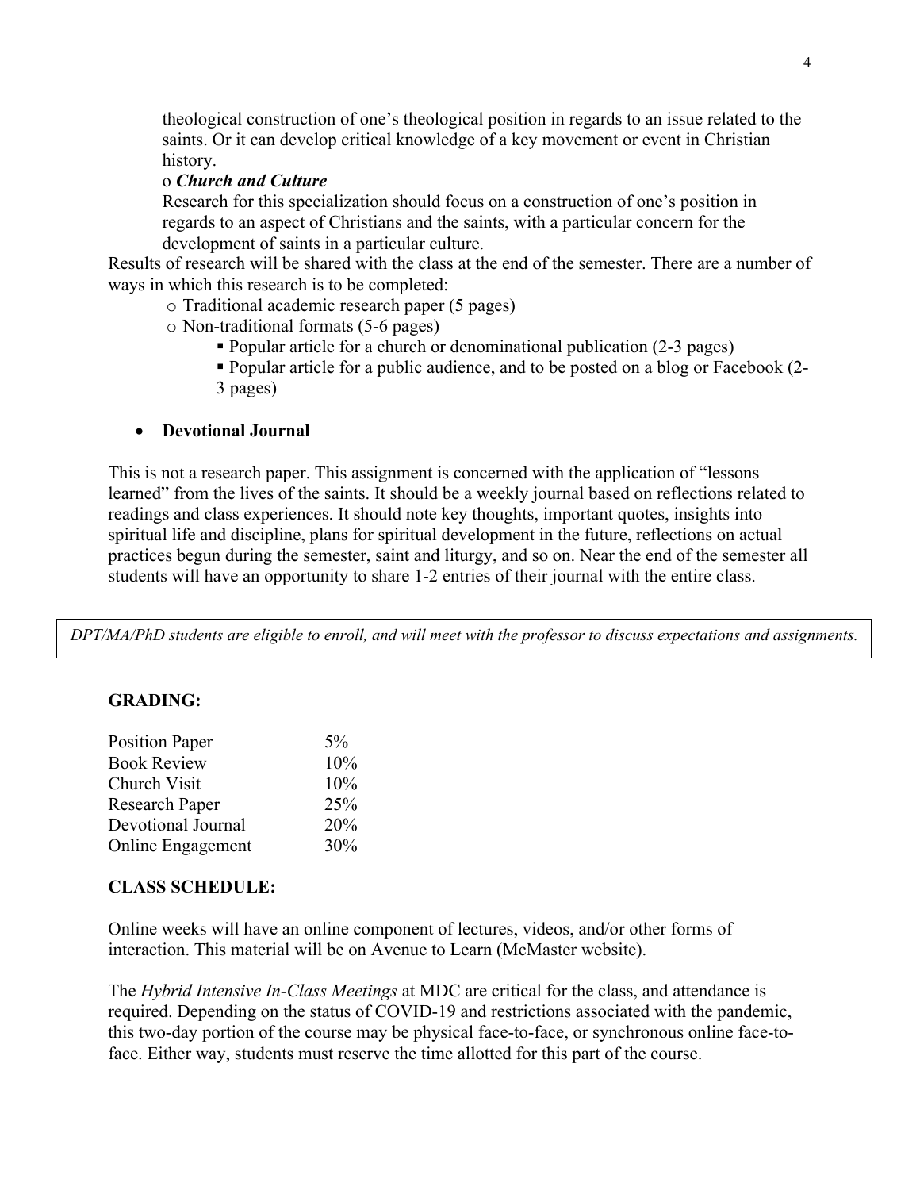theological construction of one's theological position in regards to an issue related to the saints. Or it can develop critical knowledge of a key movement or event in Christian history.

o ***Church and Culture***

Research for this specialization should focus on a construction of one's position in regards to an aspect of Christians and the saints, with a particular concern for the development of saints in a particular culture.

Results of research will be shared with the class at the end of the semester. There are a number of ways in which this research is to be completed:

- Traditional academic research paper (5 pages)
- Non-traditional formats (5-6 pages)
  - Popular article for a church or denominational publication (2-3 pages)
  - Popular article for a public audience, and to be posted on a blog or Facebook (2-3 pages)

- **Devotional Journal**

This is not a research paper. This assignment is concerned with the application of "lessons learned" from the lives of the saints. It should be a weekly journal based on reflections related to readings and class experiences. It should note key thoughts, important quotes, insights into spiritual life and discipline, plans for spiritual development in the future, reflections on actual practices begun during the semester, saint and liturgy, and so on. Near the end of the semester all students will have an opportunity to share 1-2 entries of their journal with the entire class.

*DPT/MA/PhD students are eligible to enroll, and will meet with the professor to discuss expectations and assignments.*

**GRADING:**

| | |
|---|---|
| Position Paper | 5% |
| Book Review | 10% |
| Church Visit | 10% |
| Research Paper | 25% |
| Devotional Journal | 20% |
| Online Engagement | 30% |

**CLASS SCHEDULE:**

Online weeks will have an online component of lectures, videos, and/or other forms of interaction. This material will be on Avenue to Learn (McMaster website).

The *Hybrid Intensive In-Class Meetings* at MDC are critical for the class, and attendance is required. Depending on the status of COVID-19 and restrictions associated with the pandemic, this two-day portion of the course may be physical face-to-face, or synchronous online face-to-face. Either way, students must reserve the time allotted for this part of the course.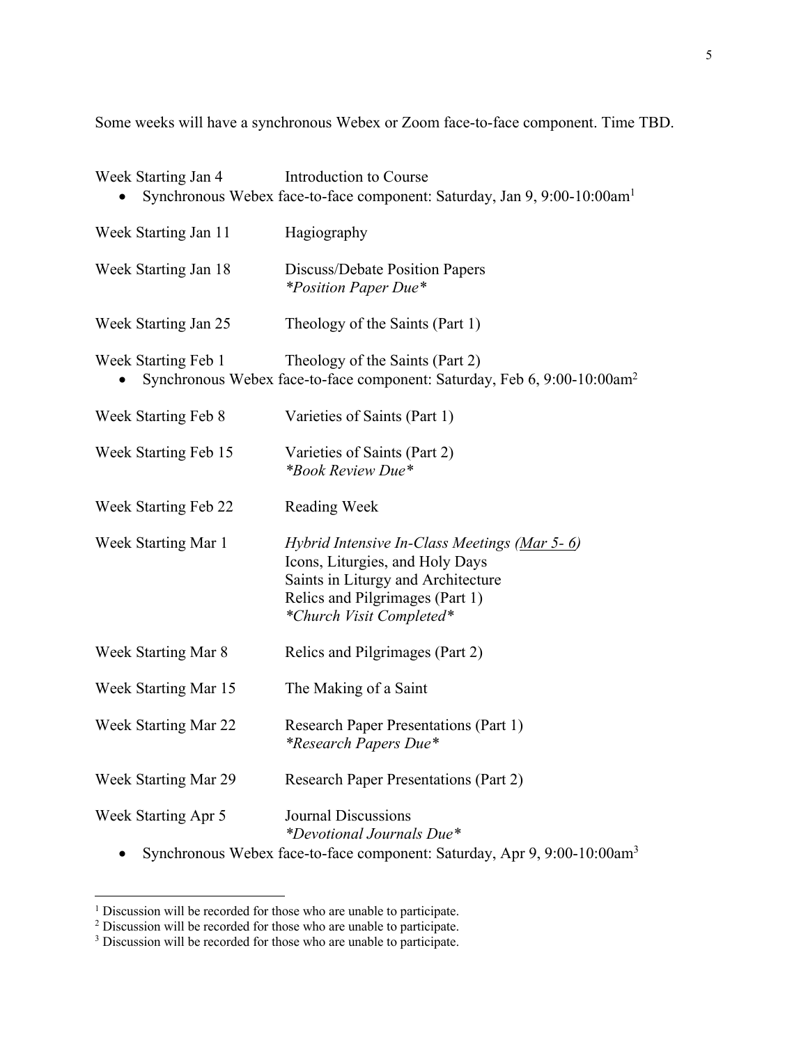Some weeks will have a synchronous Webex or Zoom face-to-face component. Time TBD.

| | |
|---|---|
| Week Starting Jan 4 | Introduction to Course |

- Synchronous Webex face-to-face component: Saturday, Jan 9, 9:00-10:00am[1]

| | |
|---|---|
| Week Starting Jan 11 | Hagiography |
| Week Starting Jan 18 | Discuss/Debate Position Papers<br>*\*Position Paper Due\** |
| Week Starting Jan 25 | Theology of the Saints (Part 1) |
| Week Starting Feb 1 | Theology of the Saints (Part 2) |

- Synchronous Webex face-to-face component: Saturday, Feb 6, 9:00-10:00am[2]

| | |
|---|---|
| Week Starting Feb 8 | Varieties of Saints (Part 1) |
| Week Starting Feb 15 | Varieties of Saints (Part 2)<br>*\*Book Review Due\** |
| Week Starting Feb 22 | Reading Week |
| Week Starting Mar 1 | *Hybrid Intensive In-Class Meetings (Mar 5- 6)*<br>Icons, Liturgies, and Holy Days<br>Saints in Liturgy and Architecture<br>Relics and Pilgrimages (Part 1)<br>*\*Church Visit Completed\** |
| Week Starting Mar 8 | Relics and Pilgrimages (Part 2) |
| Week Starting Mar 15 | The Making of a Saint |
| Week Starting Mar 22 | Research Paper Presentations (Part 1)<br>*\*Research Papers Due\** |
| Week Starting Mar 29 | Research Paper Presentations (Part 2) |
| Week Starting Apr 5 | Journal Discussions<br>*\*Devotional Journals Due\** |

- Synchronous Webex face-to-face component: Saturday, Apr 9, 9:00-10:00am[3]

---

[1] Discussion will be recorded for those who are unable to participate.
[2] Discussion will be recorded for those who are unable to participate.
[3] Discussion will be recorded for those who are unable to participate.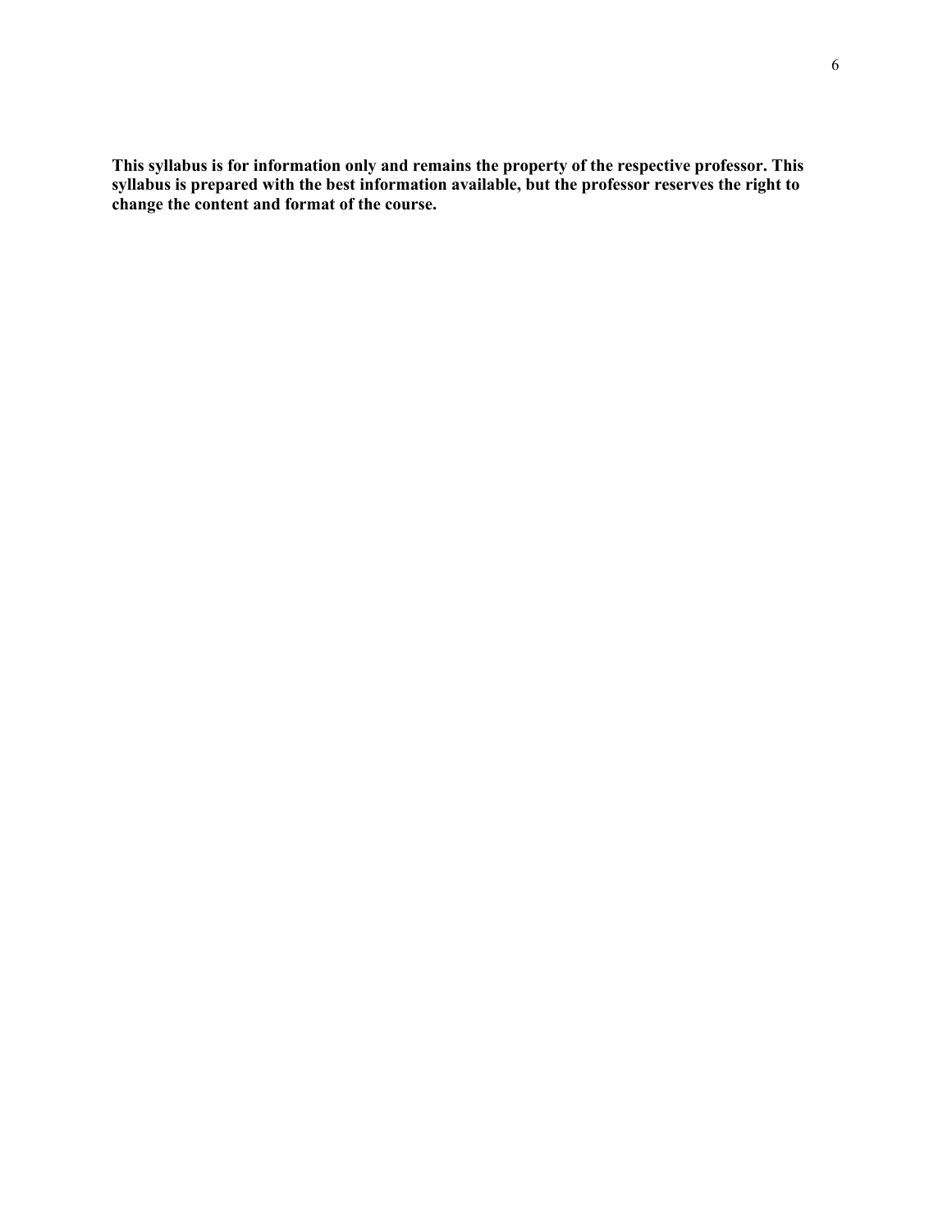**This syllabus is for information only and remains the property of the respective professor. This syllabus is prepared with the best information available, but the professor reserves the right to change the content and format of the course.**